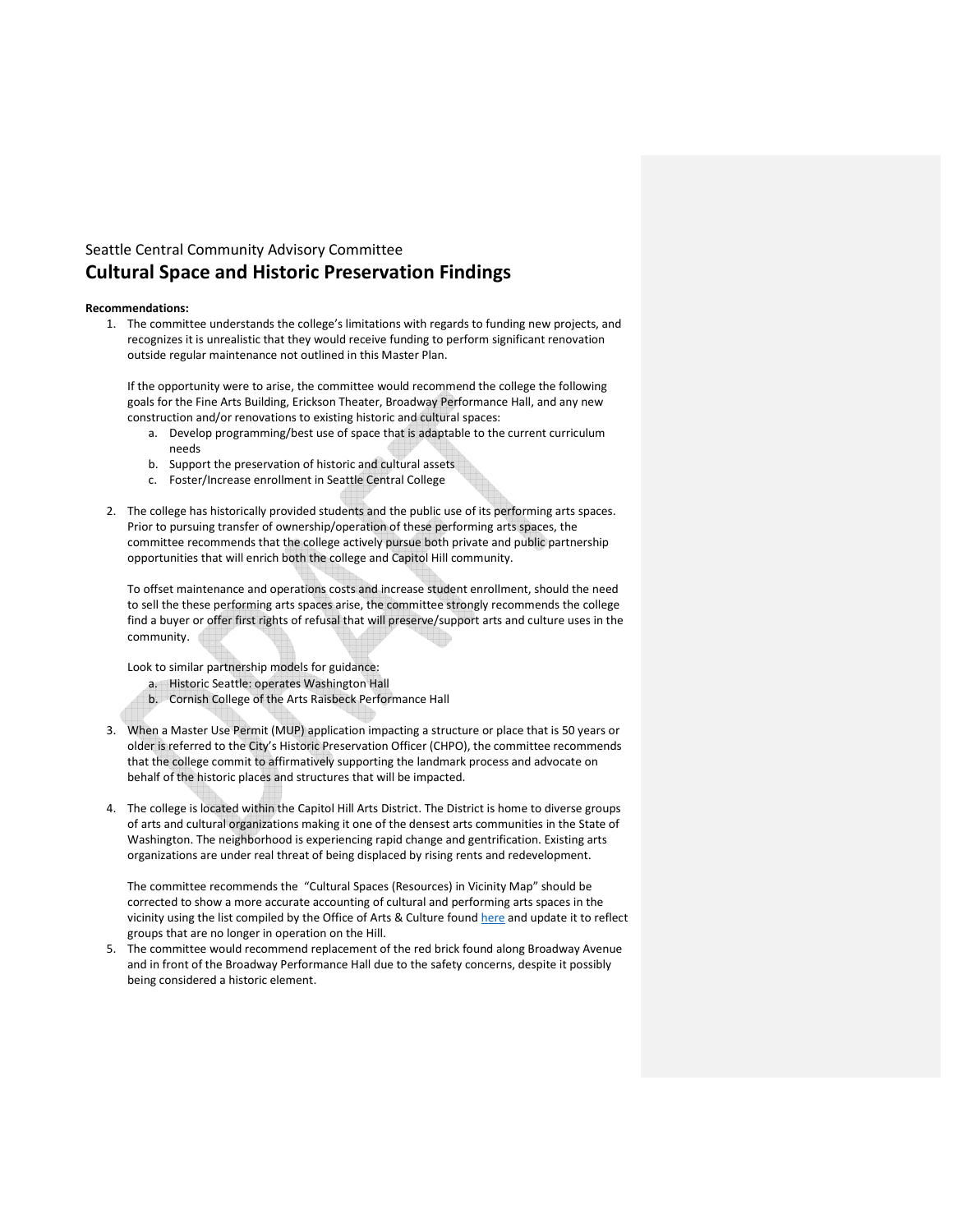Seattle Central Community Advisory Committee

# Cultural Space and Historic Preservation Findings

**Recommendations:**

1. The committee understands the college's limitations with regards to funding new projects, and recognizes it is unrealistic that they would receive funding to perform significant renovation outside regular maintenance not outlined in this Master Plan.

   If the opportunity were to arise, the committee would recommend the college the following goals for the Fine Arts Building, Erickson Theater, Broadway Performance Hall, and any new construction and/or renovations to existing historic and cultural spaces:
   a. Develop programming/best use of space that is adaptable to the current curriculum needs
   b. Support the preservation of historic and cultural assets
   c. Foster/Increase enrollment in Seattle Central College

2. The college has historically provided students and the public use of its performing arts spaces. Prior to pursuing transfer of ownership/operation of these performing arts spaces, the committee recommends that the college actively pursue both private and public partnership opportunities that will enrich both the college and Capitol Hill community.

   To offset maintenance and operations costs and increase student enrollment, should the need to sell the these performing arts spaces arise, the committee strongly recommends the college find a buyer or offer first rights of refusal that will preserve/support arts and culture uses in the community.

   Look to similar partnership models for guidance:
   a. Historic Seattle: operates Washington Hall
   b. Cornish College of the Arts Raisbeck Performance Hall

3. When a Master Use Permit (MUP) application impacting a structure or place that is 50 years or older is referred to the City's Historic Preservation Officer (CHPO), the committee recommends that the college commit to affirmatively supporting the landmark process and advocate on behalf of the historic places and structures that will be impacted.

4. The college is located within the Capitol Hill Arts District. The District is home to diverse groups of arts and cultural organizations making it one of the densest arts communities in the State of Washington. The neighborhood is experiencing rapid change and gentrification. Existing arts organizations are under real threat of being displaced by rising rents and redevelopment.

   The committee recommends the "Cultural Spaces (Resources) in Vicinity Map" should be corrected to show a more accurate accounting of cultural and performing arts spaces in the vicinity using the list compiled by the Office of Arts & Culture found here and update it to reflect groups that are no longer in operation on the Hill.

5. The committee would recommend replacement of the red brick found along Broadway Avenue and in front of the Broadway Performance Hall due to the safety concerns, despite it possibly being considered a historic element.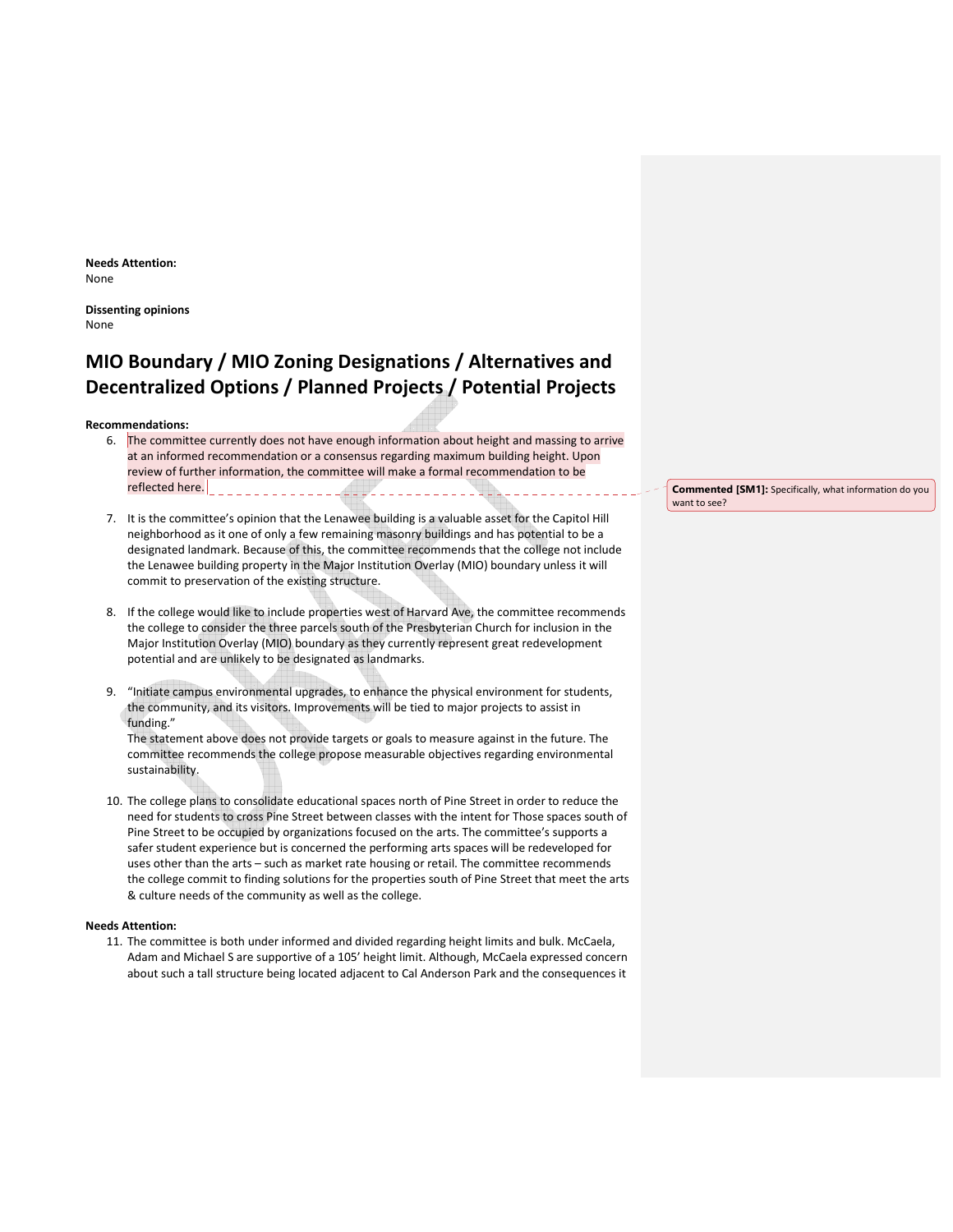**Needs Attention:**
None

**Dissenting opinions**
None

# MIO Boundary / MIO Zoning Designations / Alternatives and Decentralized Options / Planned Projects / Potential Projects

**Recommendations:**

6. The committee currently does not have enough information about height and massing to arrive at an informed recommendation or a consensus regarding maximum building height. Upon review of further information, the committee will make a formal recommendation to be reflected here.

**Commented [SM1]:** Specifically, what information do you want to see?

7. It is the committee's opinion that the Lenawee building is a valuable asset for the Capitol Hill neighborhood as it one of only a few remaining masonry buildings and has potential to be a designated landmark. Because of this, the committee recommends that the college not include the Lenawee building property in the Major Institution Overlay (MIO) boundary unless it will commit to preservation of the existing structure.

8. If the college would like to include properties west of Harvard Ave, the committee recommends the college to consider the three parcels south of the Presbyterian Church for inclusion in the Major Institution Overlay (MIO) boundary as they currently represent great redevelopment potential and are unlikely to be designated as landmarks.

9. "Initiate campus environmental upgrades, to enhance the physical environment for students, the community, and its visitors. Improvements will be tied to major projects to assist in funding."
   The statement above does not provide targets or goals to measure against in the future. The committee recommends the college propose measurable objectives regarding environmental sustainability.

10. The college plans to consolidate educational spaces north of Pine Street in order to reduce the need for students to cross Pine Street between classes with the intent for Those spaces south of Pine Street to be occupied by organizations focused on the arts. The committee's supports a safer student experience but is concerned the performing arts spaces will be redeveloped for uses other than the arts – such as market rate housing or retail. The committee recommends the college commit to finding solutions for the properties south of Pine Street that meet the arts & culture needs of the community as well as the college.

**Needs Attention:**

11. The committee is both under informed and divided regarding height limits and bulk. McCaela, Adam and Michael S are supportive of a 105' height limit. Although, McCaela expressed concern about such a tall structure being located adjacent to Cal Anderson Park and the consequences it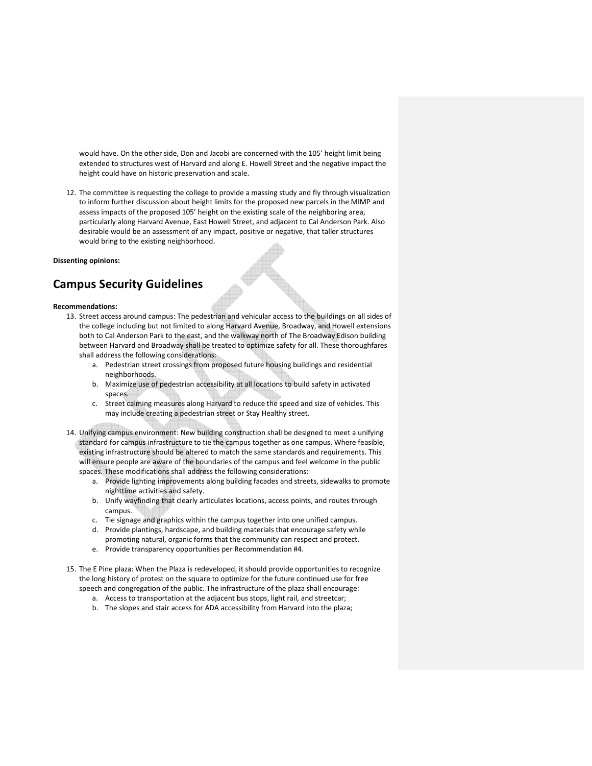would have. On the other side, Don and Jacobi are concerned with the 105' height limit being extended to structures west of Harvard and along E. Howell Street and the negative impact the height could have on historic preservation and scale.

12. The committee is requesting the college to provide a massing study and fly through visualization to inform further discussion about height limits for the proposed new parcels in the MIMP and assess impacts of the proposed 105' height on the existing scale of the neighboring area, particularly along Harvard Avenue, East Howell Street, and adjacent to Cal Anderson Park. Also desirable would be an assessment of any impact, positive or negative, that taller structures would bring to the existing neighborhood.

**Dissenting opinions:**

## Campus Security Guidelines

**Recommendations:**

13. Street access around campus: The pedestrian and vehicular access to the buildings on all sides of the college including but not limited to along Harvard Avenue, Broadway, and Howell extensions both to Cal Anderson Park to the east, and the walkway north of The Broadway Edison building between Harvard and Broadway shall be treated to optimize safety for all. These thoroughfares shall address the following considerations:
    a. Pedestrian street crossings from proposed future housing buildings and residential neighborhoods.
    b. Maximize use of pedestrian accessibility at all locations to build safety in activated spaces.
    c. Street calming measures along Harvard to reduce the speed and size of vehicles. This may include creating a pedestrian street or Stay Healthy street.

14. Unifying campus environment: New building construction shall be designed to meet a unifying standard for campus infrastructure to tie the campus together as one campus. Where feasible, existing infrastructure should be altered to match the same standards and requirements. This will ensure people are aware of the boundaries of the campus and feel welcome in the public spaces. These modifications shall address the following considerations:
    a. Provide lighting improvements along building facades and streets, sidewalks to promote nighttime activities and safety.
    b. Unify wayfinding that clearly articulates locations, access points, and routes through campus.
    c. Tie signage and graphics within the campus together into one unified campus.
    d. Provide plantings, hardscape, and building materials that encourage safety while promoting natural, organic forms that the community can respect and protect.
    e. Provide transparency opportunities per Recommendation #4.

15. The E Pine plaza: When the Plaza is redeveloped, it should provide opportunities to recognize the long history of protest on the square to optimize for the future continued use for free speech and congregation of the public. The infrastructure of the plaza shall encourage:
    a. Access to transportation at the adjacent bus stops, light rail, and streetcar;
    b. The slopes and stair access for ADA accessibility from Harvard into the plaza;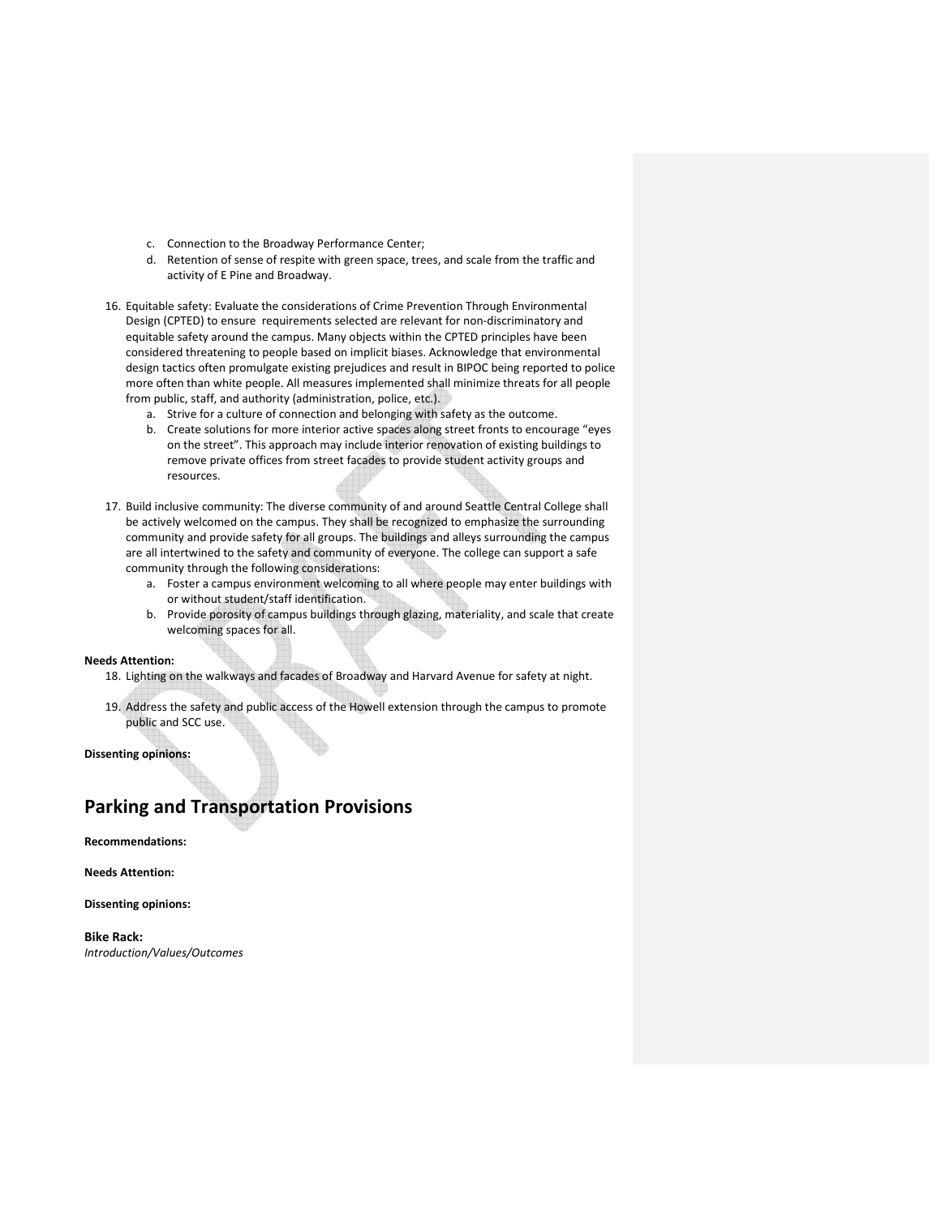c. Connection to the Broadway Performance Center;
d. Retention of sense of respite with green space, trees, and scale from the traffic and activity of E Pine and Broadway.

16. Equitable safety: Evaluate the considerations of Crime Prevention Through Environmental Design (CPTED) to ensure requirements selected are relevant for non-discriminatory and equitable safety around the campus. Many objects within the CPTED principles have been considered threatening to people based on implicit biases. Acknowledge that environmental design tactics often promulgate existing prejudices and result in BIPOC being reported to police more often than white people. All measures implemented shall minimize threats for all people from public, staff, and authority (administration, police, etc.).
    a. Strive for a culture of connection and belonging with safety as the outcome.
    b. Create solutions for more interior active spaces along street fronts to encourage "eyes on the street". This approach may include interior renovation of existing buildings to remove private offices from street facades to provide student activity groups and resources.

17. Build inclusive community: The diverse community of and around Seattle Central College shall be actively welcomed on the campus. They shall be recognized to emphasize the surrounding community and provide safety for all groups. The buildings and alleys surrounding the campus are all intertwined to the safety and community of everyone. The college can support a safe community through the following considerations:
    a. Foster a campus environment welcoming to all where people may enter buildings with or without student/staff identification.
    b. Provide porosity of campus buildings through glazing, materiality, and scale that create welcoming spaces for all.

**Needs Attention:**

18. Lighting on the walkways and facades of Broadway and Harvard Avenue for safety at night.

19. Address the safety and public access of the Howell extension through the campus to promote public and SCC use.

**Dissenting opinions:**

## Parking and Transportation Provisions

**Recommendations:**

**Needs Attention:**

**Dissenting opinions:**

**Bike Rack:**
*Introduction/Values/Outcomes*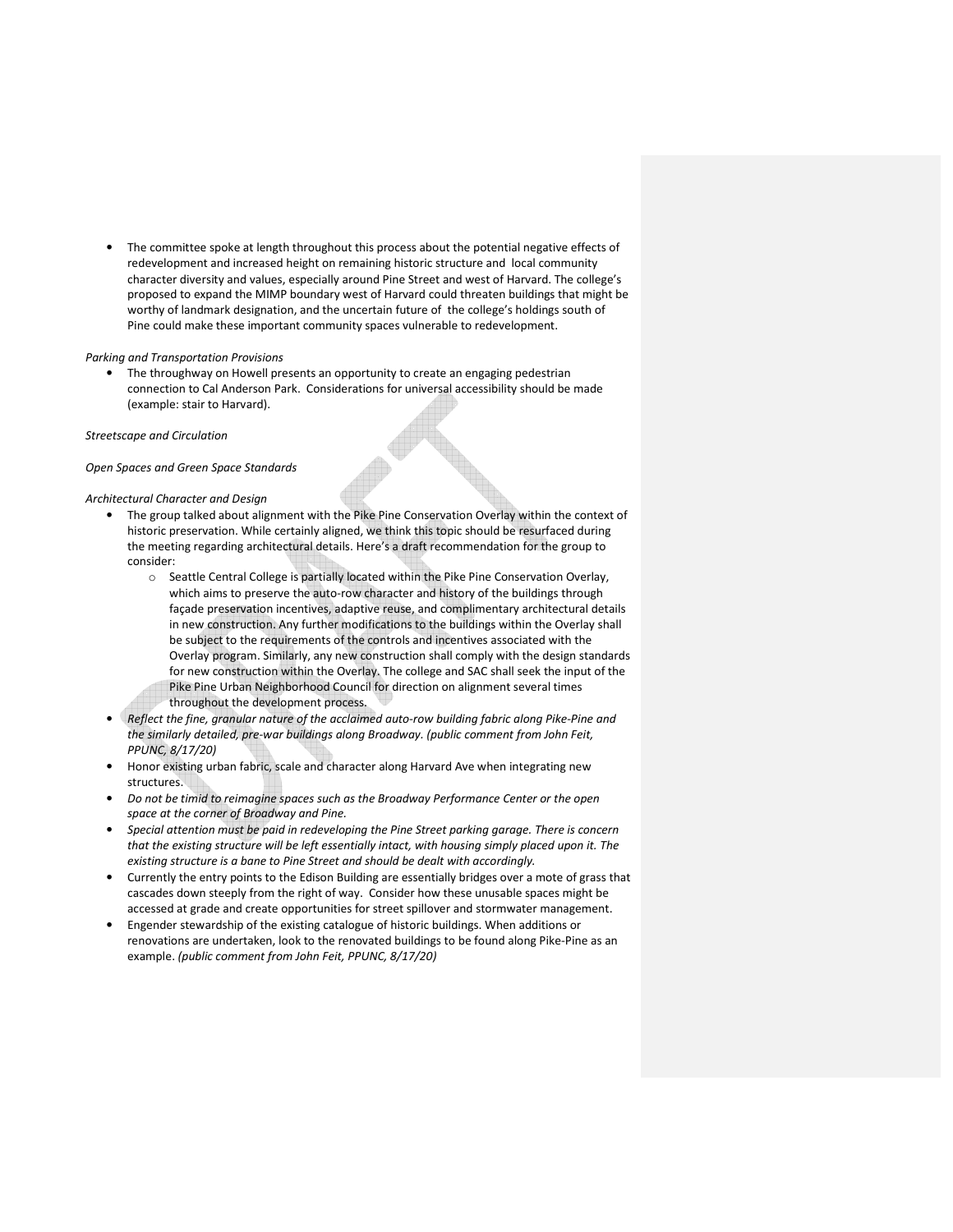- The committee spoke at length throughout this process about the potential negative effects of redevelopment and increased height on remaining historic structure and local community character diversity and values, especially around Pine Street and west of Harvard. The college's proposed to expand the MIMP boundary west of Harvard could threaten buildings that might be worthy of landmark designation, and the uncertain future of the college's holdings south of Pine could make these important community spaces vulnerable to redevelopment.

*Parking and Transportation Provisions*

- The throughway on Howell presents an opportunity to create an engaging pedestrian connection to Cal Anderson Park. Considerations for universal accessibility should be made (example: stair to Harvard).

*Streetscape and Circulation*

*Open Spaces and Green Space Standards*

*Architectural Character and Design*

- The group talked about alignment with the Pike Pine Conservation Overlay within the context of historic preservation. While certainly aligned, we think this topic should be resurfaced during the meeting regarding architectural details. Here's a draft recommendation for the group to consider:
  - Seattle Central College is partially located within the Pike Pine Conservation Overlay, which aims to preserve the auto-row character and history of the buildings through façade preservation incentives, adaptive reuse, and complimentary architectural details in new construction. Any further modifications to the buildings within the Overlay shall be subject to the requirements of the controls and incentives associated with the Overlay program. Similarly, any new construction shall comply with the design standards for new construction within the Overlay. The college and SAC shall seek the input of the Pike Pine Urban Neighborhood Council for direction on alignment several times throughout the development process.
- *Reflect the fine, granular nature of the acclaimed auto-row building fabric along Pike-Pine and the similarly detailed, pre-war buildings along Broadway. (public comment from John Feit, PPUNC, 8/17/20)*
- Honor existing urban fabric, scale and character along Harvard Ave when integrating new structures.
- *Do not be timid to reimagine spaces such as the Broadway Performance Center or the open space at the corner of Broadway and Pine.*
- *Special attention must be paid in redeveloping the Pine Street parking garage. There is concern that the existing structure will be left essentially intact, with housing simply placed upon it. The existing structure is a bane to Pine Street and should be dealt with accordingly.*
- Currently the entry points to the Edison Building are essentially bridges over a mote of grass that cascades down steeply from the right of way. Consider how these unusable spaces might be accessed at grade and create opportunities for street spillover and stormwater management.
- Engender stewardship of the existing catalogue of historic buildings. When additions or renovations are undertaken, look to the renovated buildings to be found along Pike-Pine as an example. *(public comment from John Feit, PPUNC, 8/17/20)*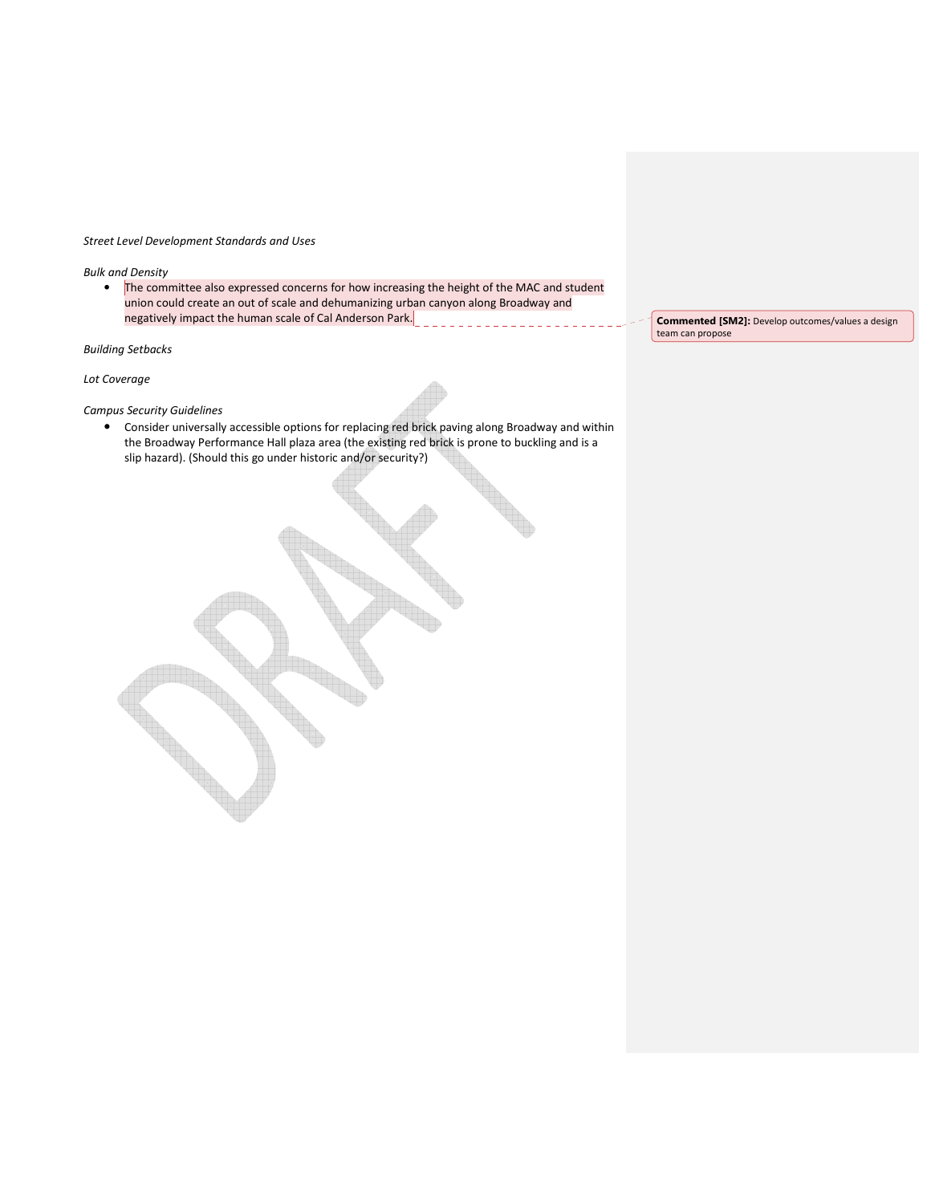*Street Level Development Standards and Uses*

*Bulk and Density*

- The committee also expressed concerns for how increasing the height of the MAC and student union could create an out of scale and dehumanizing urban canyon along Broadway and negatively impact the human scale of Cal Anderson Park.

**Commented [SM2]:** Develop outcomes/values a design team can propose

*Building Setbacks*

*Lot Coverage*

*Campus Security Guidelines*

- Consider universally accessible options for replacing red brick paving along Broadway and within the Broadway Performance Hall plaza area (the existing red brick is prone to buckling and is a slip hazard). (Should this go under historic and/or security?)